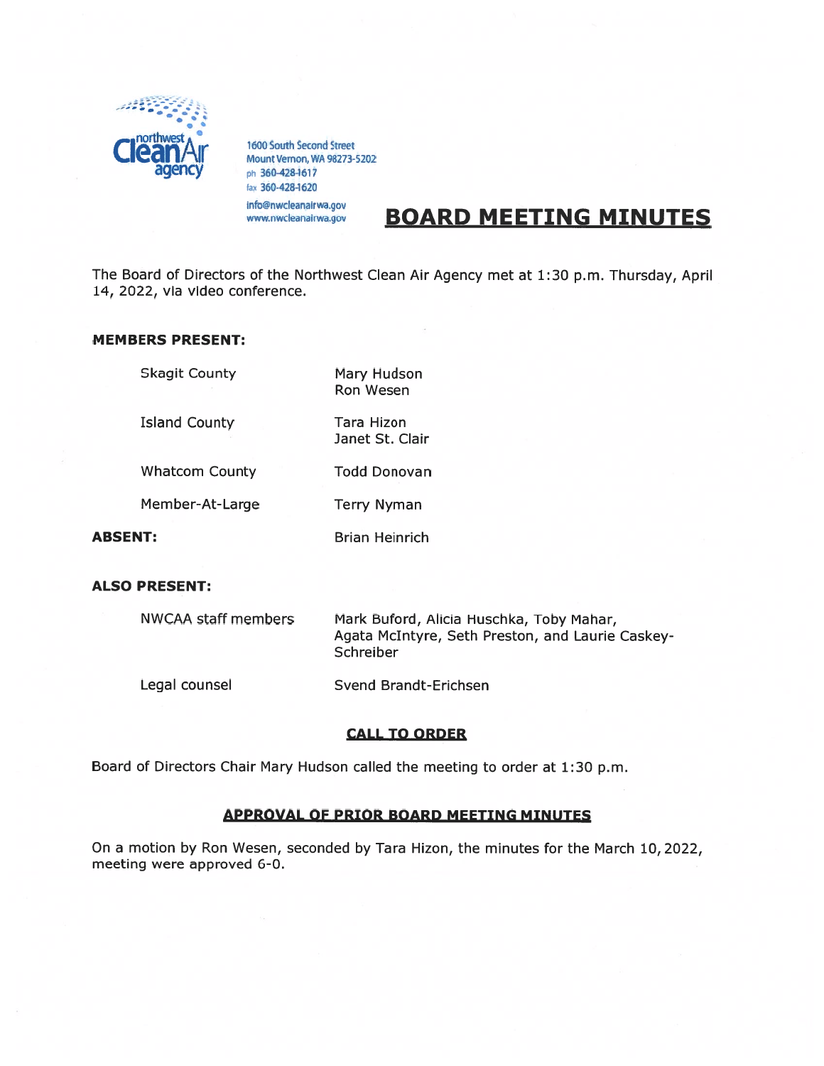northwest Clean Air agency

1600 South Second Street
Mount Vernon, WA 98273-5202
ph 360-428-1617
fax 360-428-1620
info@nwcleanairwa.gov
www.nwcleanairwa.gov

# BOARD MEETING MINUTES

The Board of Directors of the Northwest Clean Air Agency met at 1:30 p.m. Thursday, April 14, 2022, via video conference.

**MEMBERS PRESENT:**

| | |
|---|---|
| Skagit County | Mary Hudson<br>Ron Wesen |
| Island County | Tara Hizon<br>Janet St. Clair |
| Whatcom County | Todd Donovan |
| Member-At-Large | Terry Nyman |
| **ABSENT:** | Brian Heinrich |

**ALSO PRESENT:**

| | |
|---|---|
| NWCAA staff members | Mark Buford, Alicia Huschka, Toby Mahar, Agata McIntyre, Seth Preston, and Laurie Caskey-Schreiber |
| Legal counsel | Svend Brandt-Erichsen |

## CALL TO ORDER

Board of Directors Chair Mary Hudson called the meeting to order at 1:30 p.m.

## APPROVAL OF PRIOR BOARD MEETING MINUTES

On a motion by Ron Wesen, seconded by Tara Hizon, the minutes for the March 10, 2022, meeting were approved 6-0.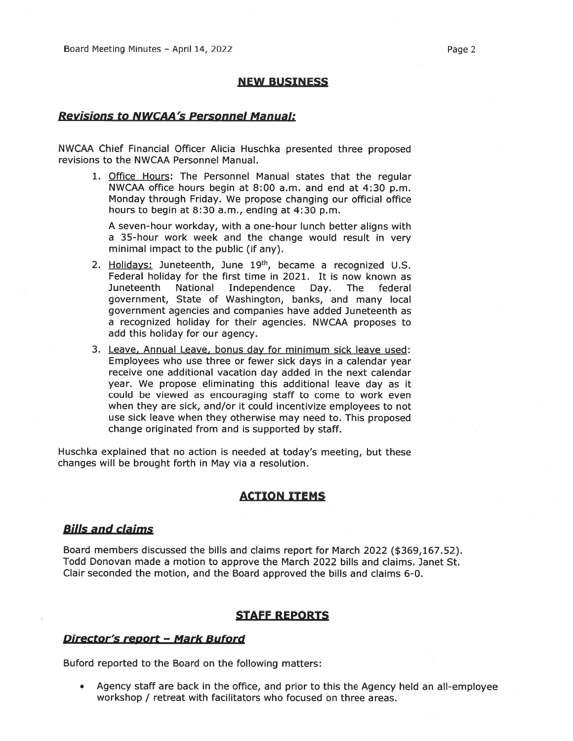## NEW BUSINESS

### *Revisions to NWCAA's Personnel Manual:*

NWCAA Chief Financial Officer Alicia Huschka presented three proposed revisions to the NWCAA Personnel Manual.

1. Office Hours: The Personnel Manual states that the regular NWCAA office hours begin at 8:00 a.m. and end at 4:30 p.m. Monday through Friday. We propose changing our official office hours to begin at 8:30 a.m., ending at 4:30 p.m.

   A seven-hour workday, with a one-hour lunch better aligns with a 35-hour work week and the change would result in very minimal impact to the public (if any).

2. Holidays: Juneteenth, June 19th, became a recognized U.S. Federal holiday for the first time in 2021. It is now known as Juneteenth National Independence Day. The federal government, State of Washington, banks, and many local government agencies and companies have added Juneteenth as a recognized holiday for their agencies. NWCAA proposes to add this holiday for our agency.

3. Leave, Annual Leave, bonus day for minimum sick leave used: Employees who use three or fewer sick days in a calendar year receive one additional vacation day added in the next calendar year. We propose eliminating this additional leave day as it could be viewed as encouraging staff to come to work even when they are sick, and/or it could incentivize employees to not use sick leave when they otherwise may need to. This proposed change originated from and is supported by staff.

Huschka explained that no action is needed at today's meeting, but these changes will be brought forth in May via a resolution.

## ACTION ITEMS

### *Bills and claims*

Board members discussed the bills and claims report for March 2022 ($369,167.52). Todd Donovan made a motion to approve the March 2022 bills and claims. Janet St. Clair seconded the motion, and the Board approved the bills and claims 6-0.

## STAFF REPORTS

### *Director's report – Mark Buford*

Buford reported to the Board on the following matters:

- Agency staff are back in the office, and prior to this the Agency held an all-employee workshop / retreat with facilitators who focused on three areas.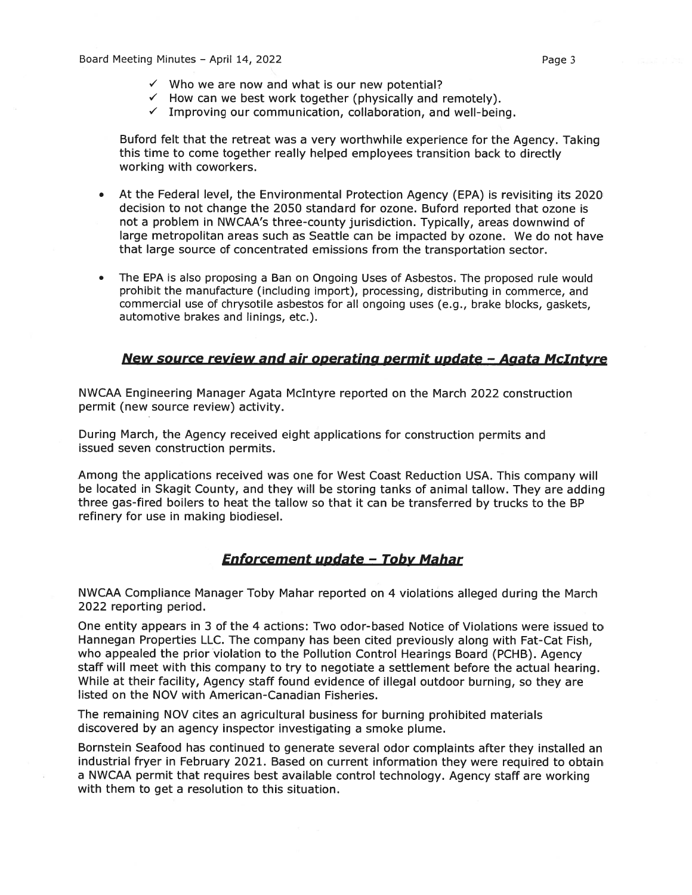- ✓ Who we are now and what is our new potential?
- ✓ How can we best work together (physically and remotely).
- ✓ Improving our communication, collaboration, and well-being.

Buford felt that the retreat was a very worthwhile experience for the Agency. Taking this time to come together really helped employees transition back to directly working with coworkers.

- At the Federal level, the Environmental Protection Agency (EPA) is revisiting its 2020 decision to not change the 2050 standard for ozone. Buford reported that ozone is not a problem in NWCAA's three-county jurisdiction. Typically, areas downwind of large metropolitan areas such as Seattle can be impacted by ozone. We do not have that large source of concentrated emissions from the transportation sector.

- The EPA is also proposing a Ban on Ongoing Uses of Asbestos. The proposed rule would prohibit the manufacture (including import), processing, distributing in commerce, and commercial use of chrysotile asbestos for all ongoing uses (e.g., brake blocks, gaskets, automotive brakes and linings, etc.).

## ***New source review and air operating permit update – Agata McIntyre***

NWCAA Engineering Manager Agata McIntyre reported on the March 2022 construction permit (new source review) activity.

During March, the Agency received eight applications for construction permits and issued seven construction permits.

Among the applications received was one for West Coast Reduction USA. This company will be located in Skagit County, and they will be storing tanks of animal tallow. They are adding three gas-fired boilers to heat the tallow so that it can be transferred by trucks to the BP refinery for use in making biodiesel.

## ***Enforcement update – Toby Mahar***

NWCAA Compliance Manager Toby Mahar reported on 4 violations alleged during the March 2022 reporting period.

One entity appears in 3 of the 4 actions: Two odor-based Notice of Violations were issued to Hannegan Properties LLC. The company has been cited previously along with Fat-Cat Fish, who appealed the prior violation to the Pollution Control Hearings Board (PCHB). Agency staff will meet with this company to try to negotiate a settlement before the actual hearing. While at their facility, Agency staff found evidence of illegal outdoor burning, so they are listed on the NOV with American-Canadian Fisheries.

The remaining NOV cites an agricultural business for burning prohibited materials discovered by an agency inspector investigating a smoke plume.

Bornstein Seafood has continued to generate several odor complaints after they installed an industrial fryer in February 2021. Based on current information they were required to obtain a NWCAA permit that requires best available control technology. Agency staff are working with them to get a resolution to this situation.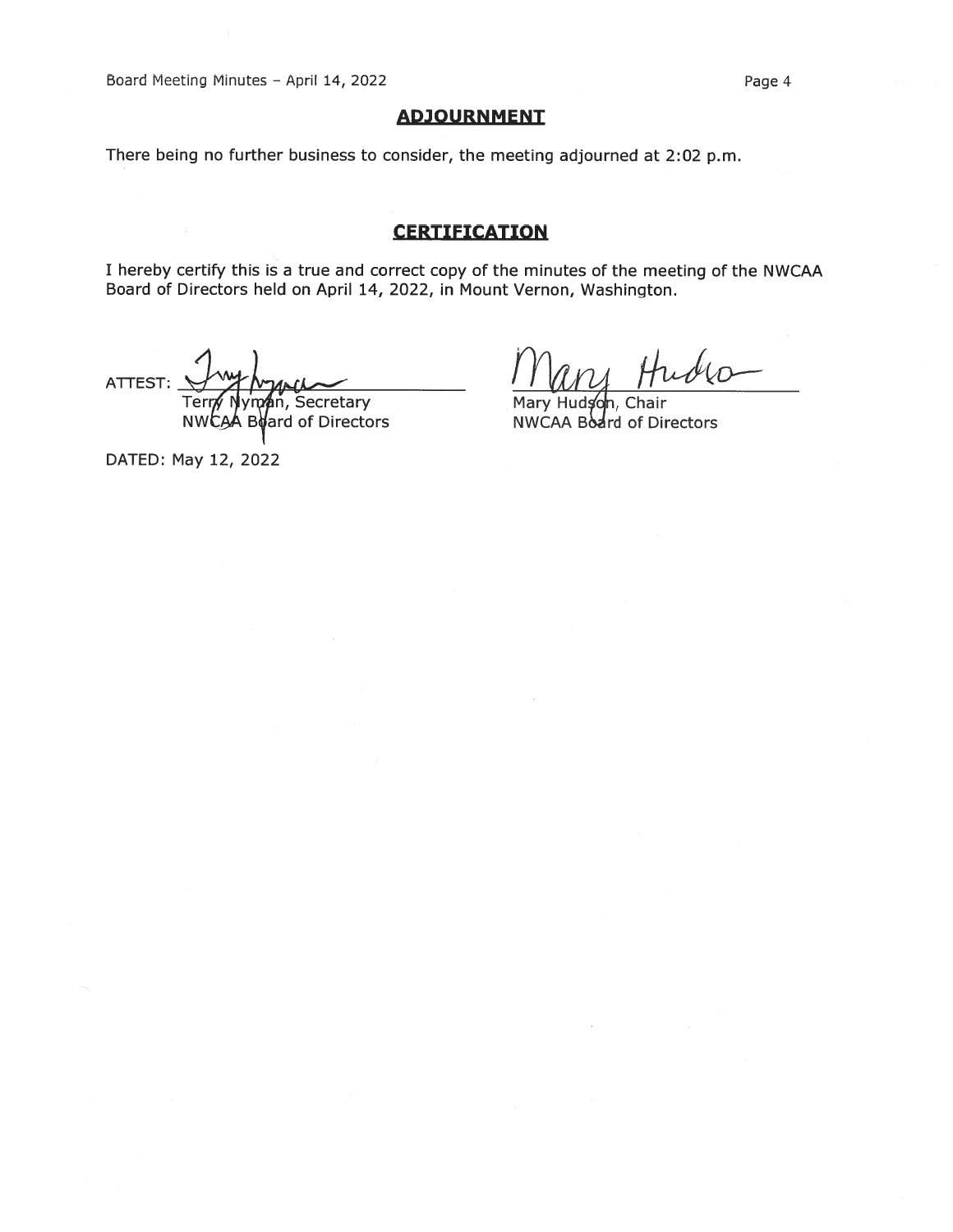## ADJOURNMENT

There being no further business to consider, the meeting adjourned at 2:02 p.m.

## CERTIFICATION

I hereby certify this is a true and correct copy of the minutes of the meeting of the NWCAA Board of Directors held on April 14, 2022, in Mount Vernon, Washington.

ATTEST:

Terry Nyman, Secretary
NWCAA Board of Directors

Mary Hudson, Chair
NWCAA Board of Directors

DATED: May 12, 2022